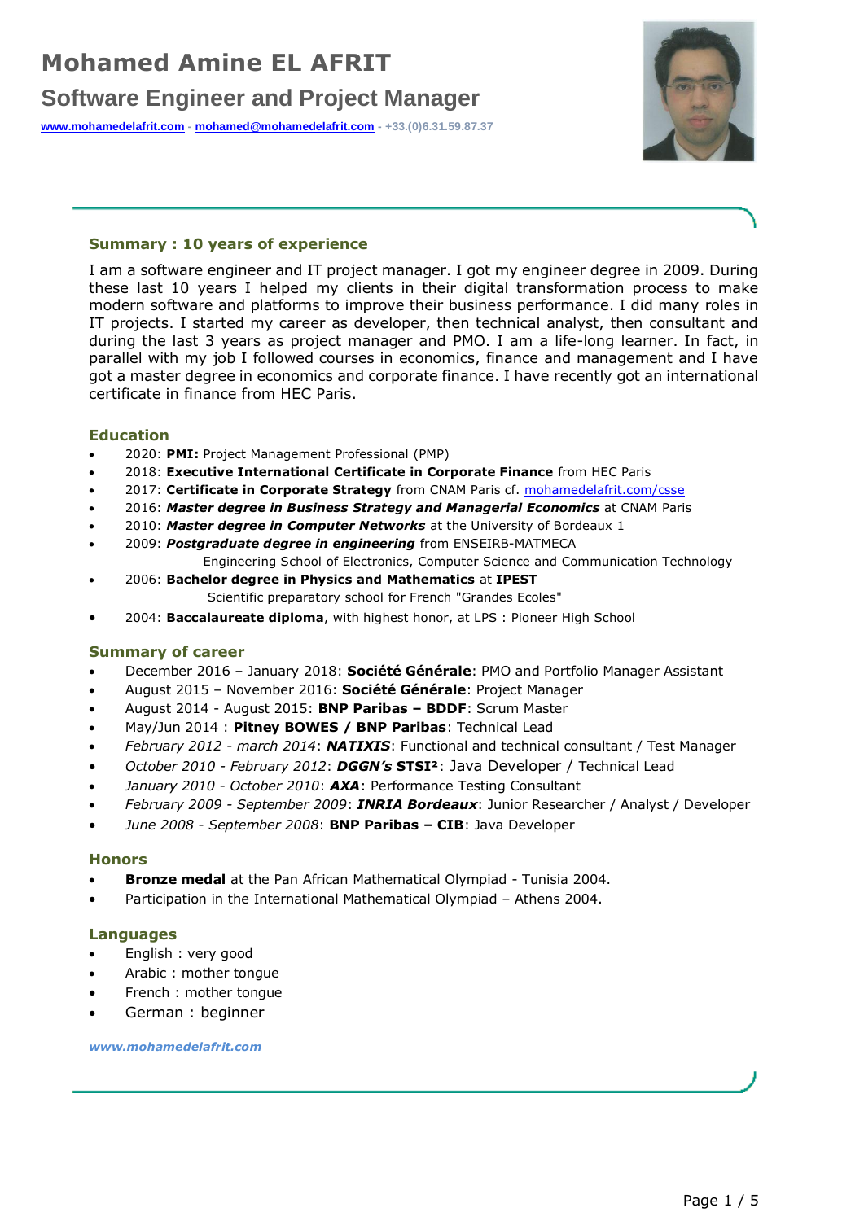# Mohamed Amine EL AFRIT

## Software Engineer and Project Manager

www.mohamedelafrit.com - mohamed@mohamedelafrit.com - +33.(0)6.31.59.87.37

### Summary : 10 years of experience

I am a software engineer and IT project manager. I got my engineer degree in 2009. During these last 10 years I helped my clients in their digital transformation process to make modern software and platforms to improve their business performance. I did many roles in IT projects. I started my career as developer, then technical analyst, then consultant and during the last 3 years as project manager and PMO. I am a life-long learner. In fact, in parallel with my job I followed courses in economics, finance and management and I have got a master degree in economics and corporate finance. I have recently got an international certificate in finance from HEC Paris.

### Education

- 2020: **PMI:** Project Management Professional (PMP)
- 2018: **Executive International Certificate in Corporate Finance** from HEC Paris
- 2017: **Certificate in Corporate Strategy** from CNAM Paris cf. mohamedelafrit.com/csse
- 2016: ***Master degree in Business Strategy and Managerial Economics*** at CNAM Paris
- 2010: ***Master degree in Computer Networks*** at the University of Bordeaux 1
- 2009: ***Postgraduate degree in engineering*** from ENSEIRB-MATMECA
  Engineering School of Electronics, Computer Science and Communication Technology
- 2006: **Bachelor degree in Physics and Mathematics** at **IPEST**
  Scientific preparatory school for French "Grandes Ecoles"
- 2004: **Baccalaureate diploma**, with highest honor, at LPS : Pioneer High School

### Summary of career

- December 2016 – January 2018: **Société Générale**: PMO and Portfolio Manager Assistant
- August 2015 – November 2016: **Société Générale**: Project Manager
- August 2014 - August 2015: **BNP Paribas – BDDF**: Scrum Master
- May/Jun 2014 : **Pitney BOWES / BNP Paribas**: Technical Lead
- *February 2012 - march 2014*: ***NATIXIS***: Functional and technical consultant / Test Manager
- *October 2010 - February 2012*: ***DGGN's*** **STSI²**: Java Developer / Technical Lead
- *January 2010 - October 2010*: ***AXA***: Performance Testing Consultant
- *February 2009 - September 2009*: ***INRIA Bordeaux***: Junior Researcher / Analyst / Developer
- *June 2008 - September 2008*: **BNP Paribas – CIB**: Java Developer

### Honors

- **Bronze medal** at the Pan African Mathematical Olympiad - Tunisia 2004.
- Participation in the International Mathematical Olympiad – Athens 2004.

### Languages

- English : very good
- Arabic : mother tongue
- French : mother tongue
- German : beginner

***www.mohamedelafrit.com***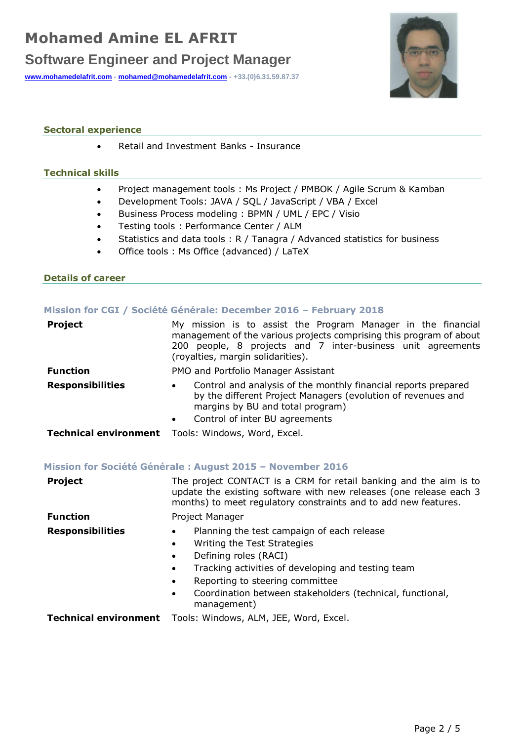# Mohamed Amine EL AFRIT

## Software Engineer and Project Manager

[www.mohamedelafrit.com](http://www.mohamedelafrit.com) - [mohamed@mohamedelafrit.com](mailto:mohamed@mohamedelafrit.com) - +33.(0)6.31.59.87.37

### Sectoral experience

- Retail and Investment Banks - Insurance

### Technical skills

- Project management tools : Ms Project / PMBOK / Agile Scrum & Kamban
- Development Tools: JAVA / SQL / JavaScript / VBA / Excel
- Business Process modeling : BPMN / UML / EPC / Visio
- Testing tools : Performance Center / ALM
- Statistics and data tools : R / Tanagra / Advanced statistics for business
- Office tools : Ms Office (advanced) / LaTeX

### Details of career

#### Mission for CGI / Société Générale: December 2016 – February 2018

| | |
|---|---|
| **Project** | My mission is to assist the Program Manager in the financial management of the various projects comprising this program of about 200 people, 8 projects and 7 inter-business unit agreements (royalties, margin solidarities). |
| **Function** | PMO and Portfolio Manager Assistant |
| **Responsibilities** | • Control and analysis of the monthly financial reports prepared by the different Project Managers (evolution of revenues and margins by BU and total program)<br>• Control of inter BU agreements |
| **Technical environment** | Tools: Windows, Word, Excel. |

#### Mission for Société Générale : August 2015 – November 2016

| | |
|---|---|
| **Project** | The project CONTACT is a CRM for retail banking and the aim is to update the existing software with new releases (one release each 3 months) to meet regulatory constraints and to add new features. |
| **Function** | Project Manager |
| **Responsibilities** | • Planning the test campaign of each release<br>• Writing the Test Strategies<br>• Defining roles (RACI)<br>• Tracking activities of developing and testing team<br>• Reporting to steering committee<br>• Coordination between stakeholders (technical, functional, management) |
| **Technical environment** | Tools: Windows, ALM, JEE, Word, Excel. |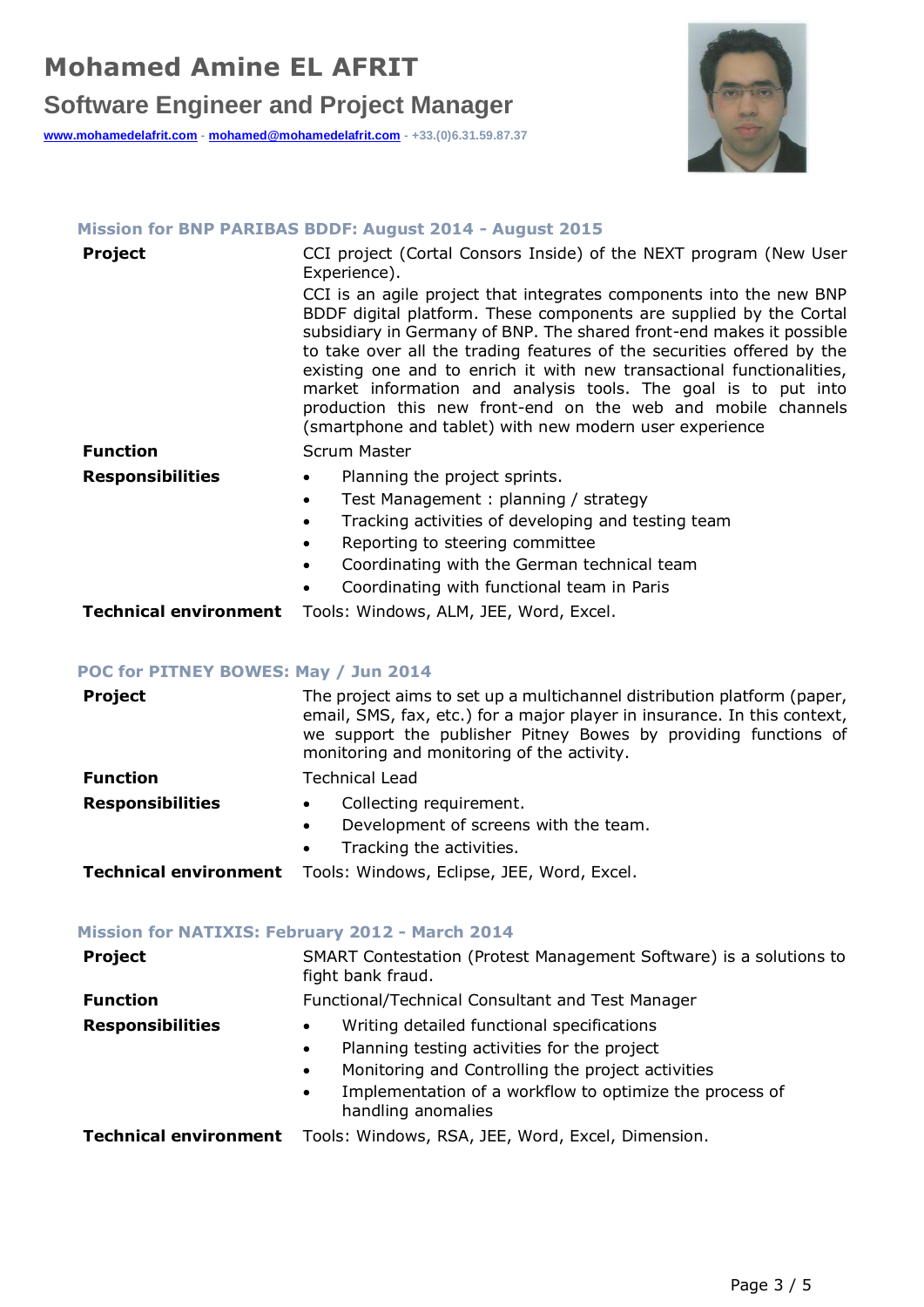# Mohamed Amine EL AFRIT

## Software Engineer and Project Manager

[www.mohamedelafrit.com](http://www.mohamedelafrit.com) - [mohamed@mohamedelafrit.com](mailto:mohamed@mohamedelafrit.com) - +33.(0)6.31.59.87.37

### Mission for BNP PARIBAS BDDF: August 2014 - August 2015

**Project**

CCI project (Cortal Consors Inside) of the NEXT program (New User Experience).

CCI is an agile project that integrates components into the new BNP BDDF digital platform. These components are supplied by the Cortal subsidiary in Germany of BNP. The shared front-end makes it possible to take over all the trading features of the securities offered by the existing one and to enrich it with new transactional functionalities, market information and analysis tools. The goal is to put into production this new front-end on the web and mobile channels (smartphone and tablet) with new modern user experience

**Function**

Scrum Master

**Responsibilities**

- Planning the project sprints.
- Test Management : planning / strategy
- Tracking activities of developing and testing team
- Reporting to steering committee
- Coordinating with the German technical team
- Coordinating with functional team in Paris

**Technical environment**

Tools: Windows, ALM, JEE, Word, Excel.

### POC for PITNEY BOWES: May / Jun 2014

**Project**

The project aims to set up a multichannel distribution platform (paper, email, SMS, fax, etc.) for a major player in insurance. In this context, we support the publisher Pitney Bowes by providing functions of monitoring and monitoring of the activity.

**Function**

Technical Lead

**Responsibilities**

- Collecting requirement.
- Development of screens with the team.
- Tracking the activities.

**Technical environment**

Tools: Windows, Eclipse, JEE, Word, Excel.

### Mission for NATIXIS: February 2012 - March 2014

**Project**

SMART Contestation (Protest Management Software) is a solutions to fight bank fraud.

**Function**

Functional/Technical Consultant and Test Manager

**Responsibilities**

- Writing detailed functional specifications
- Planning testing activities for the project
- Monitoring and Controlling the project activities
- Implementation of a workflow to optimize the process of handling anomalies

**Technical environment**

Tools: Windows, RSA, JEE, Word, Excel, Dimension.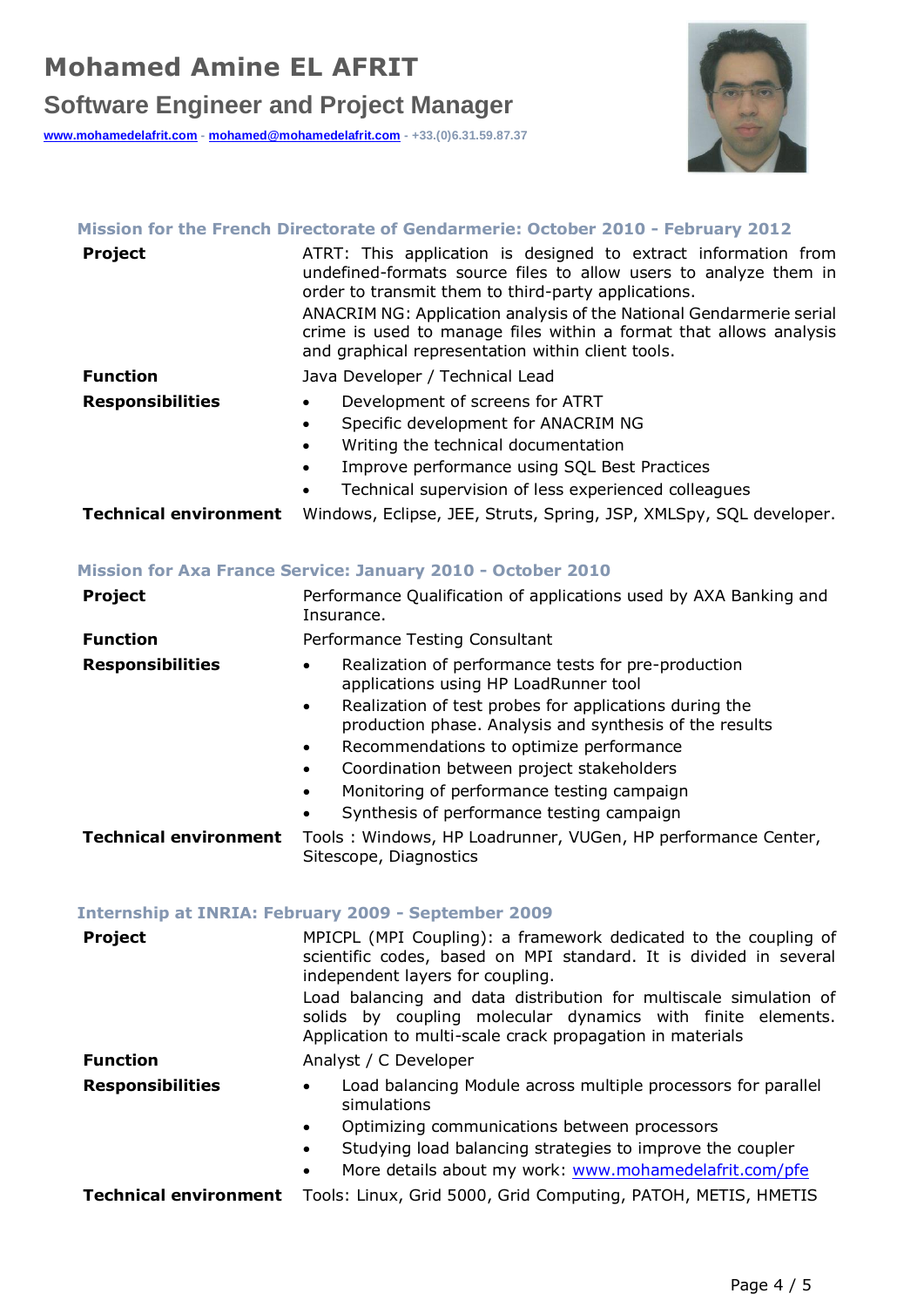# Mohamed Amine EL AFRIT

## Software Engineer and Project Manager

www.mohamedelafrit.com - mohamed@mohamedelafrit.com - +33.(0)6.31.59.87.37

### Mission for the French Directorate of Gendarmerie: October 2010 - February 2012

**Project**

ATRT: This application is designed to extract information from undefined-formats source files to allow users to analyze them in order to transmit them to third-party applications.

ANACRIM NG: Application analysis of the National Gendarmerie serial crime is used to manage files within a format that allows analysis and graphical representation within client tools.

**Function**

Java Developer / Technical Lead

**Responsibilities**

- Development of screens for ATRT
- Specific development for ANACRIM NG
- Writing the technical documentation
- Improve performance using SQL Best Practices
- Technical supervision of less experienced colleagues

**Technical environment**

Windows, Eclipse, JEE, Struts, Spring, JSP, XMLSpy, SQL developer.

### Mission for Axa France Service: January 2010 - October 2010

**Project**

Performance Qualification of applications used by AXA Banking and Insurance.

**Function**

Performance Testing Consultant

**Responsibilities**

- Realization of performance tests for pre-production applications using HP LoadRunner tool
- Realization of test probes for applications during the production phase. Analysis and synthesis of the results
- Recommendations to optimize performance
- Coordination between project stakeholders
- Monitoring of performance testing campaign
- Synthesis of performance testing campaign

**Technical environment**

Tools : Windows, HP Loadrunner, VUGen, HP performance Center, Sitescope, Diagnostics

### Internship at INRIA: February 2009 - September 2009

**Project**

MPICPL (MPI Coupling): a framework dedicated to the coupling of scientific codes, based on MPI standard. It is divided in several independent layers for coupling.

Load balancing and data distribution for multiscale simulation of solids by coupling molecular dynamics with finite elements. Application to multi-scale crack propagation in materials

**Function**

Analyst / C Developer

**Responsibilities**

- Load balancing Module across multiple processors for parallel simulations
- Optimizing communications between processors
- Studying load balancing strategies to improve the coupler
- More details about my work: www.mohamedelafrit.com/pfe

**Technical environment**

Tools: Linux, Grid 5000, Grid Computing, PATOH, METIS, HMETIS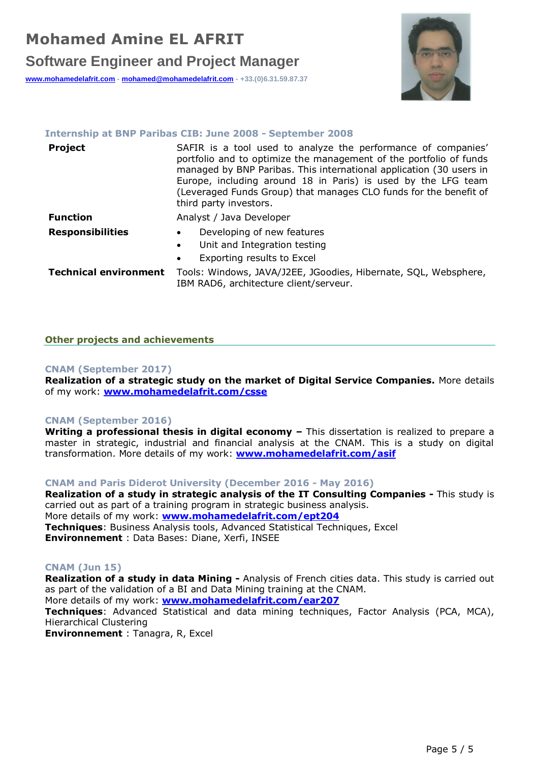# Mohamed Amine EL AFRIT

## Software Engineer and Project Manager

www.mohamedelafrit.com - mohamed@mohamedelafrit.com - +33.(0)6.31.59.87.37

### Internship at BNP Paribas CIB: June 2008 - September 2008

| | |
|---|---|
| **Project** | SAFIR is a tool used to analyze the performance of companies' portfolio and to optimize the management of the portfolio of funds managed by BNP Paribas. This international application (30 users in Europe, including around 18 in Paris) is used by the LFG team (Leveraged Funds Group) that manages CLO funds for the benefit of third party investors. |
| **Function** | Analyst / Java Developer |
| **Responsibilities** | • Developing of new features<br>• Unit and Integration testing<br>• Exporting results to Excel |
| **Technical environment** | Tools: Windows, JAVA/J2EE, JGoodies, Hibernate, SQL, Websphere, IBM RAD6, architecture client/serveur. |

## Other projects and achievements

### CNAM (September 2017)

**Realization of a strategic study on the market of Digital Service Companies.** More details of my work: **www.mohamedelafrit.com/csse**

### CNAM (September 2016)

**Writing a professional thesis in digital economy –** This dissertation is realized to prepare a master in strategic, industrial and financial analysis at the CNAM. This is a study on digital transformation. More details of my work: **www.mohamedelafrit.com/asif**

### CNAM and Paris Diderot University (December 2016 - May 2016)

**Realization of a study in strategic analysis of the IT Consulting Companies -** This study is carried out as part of a training program in strategic business analysis.
More details of my work: **www.mohamedelafrit.com/ept204**
**Techniques**: Business Analysis tools, Advanced Statistical Techniques, Excel
**Environnement** : Data Bases: Diane, Xerfi, INSEE

### CNAM (Jun 15)

**Realization of a study in data Mining -** Analysis of French cities data. This study is carried out as part of the validation of a BI and Data Mining training at the CNAM.
More details of my work: **www.mohamedelafrit.com/ear207**
**Techniques**: Advanced Statistical and data mining techniques, Factor Analysis (PCA, MCA), Hierarchical Clustering
**Environnement** : Tanagra, R, Excel